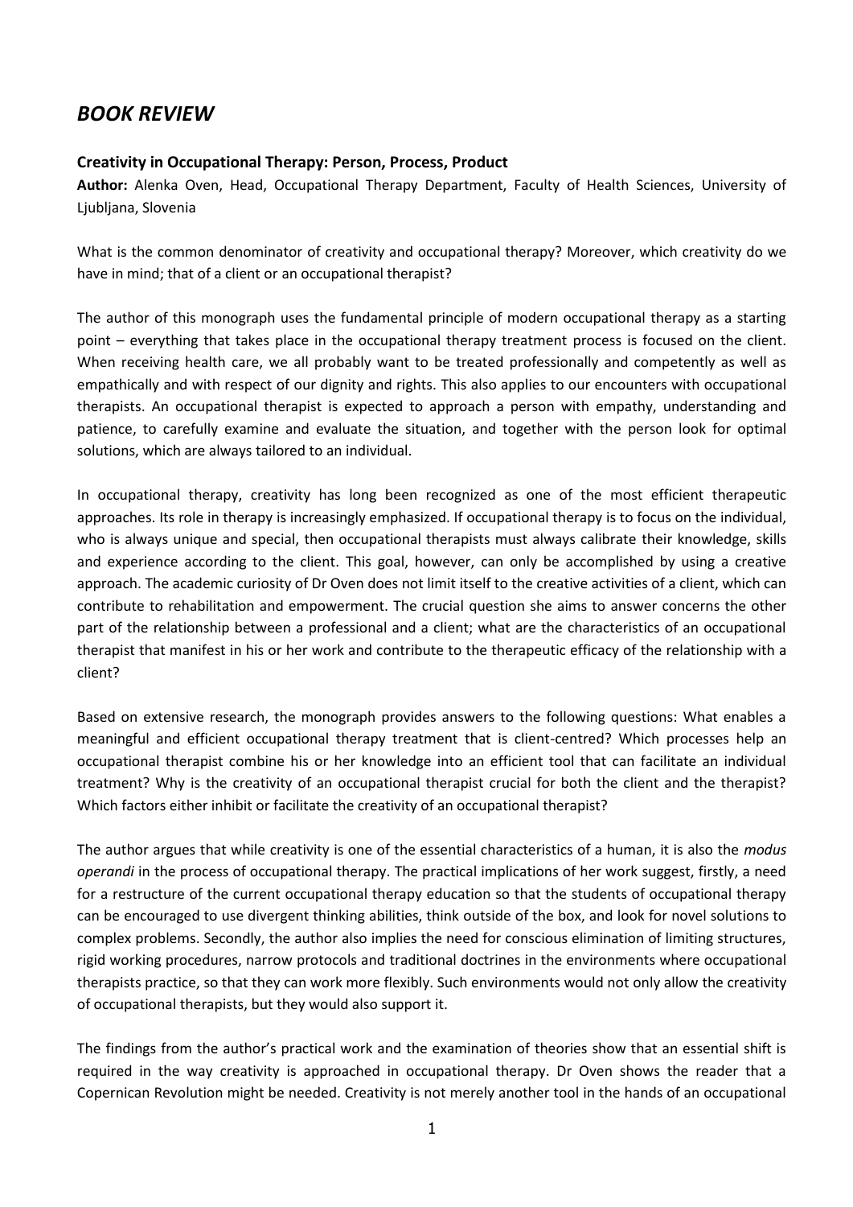## *BOOK REVIEW*

**Creativity in Occupational Therapy: Person, Process, Product**

**Author:** Alenka Oven, Head, Occupational Therapy Department, Faculty of Health Sciences, University of Ljubljana, Slovenia

What is the common denominator of creativity and occupational therapy? Moreover, which creativity do we have in mind; that of a client or an occupational therapist?

The author of this monograph uses the fundamental principle of modern occupational therapy as a starting point – everything that takes place in the occupational therapy treatment process is focused on the client. When receiving health care, we all probably want to be treated professionally and competently as well as empathically and with respect of our dignity and rights. This also applies to our encounters with occupational therapists. An occupational therapist is expected to approach a person with empathy, understanding and patience, to carefully examine and evaluate the situation, and together with the person look for optimal solutions, which are always tailored to an individual.

In occupational therapy, creativity has long been recognized as one of the most efficient therapeutic approaches. Its role in therapy is increasingly emphasized. If occupational therapy is to focus on the individual, who is always unique and special, then occupational therapists must always calibrate their knowledge, skills and experience according to the client. This goal, however, can only be accomplished by using a creative approach. The academic curiosity of Dr Oven does not limit itself to the creative activities of a client, which can contribute to rehabilitation and empowerment. The crucial question she aims to answer concerns the other part of the relationship between a professional and a client; what are the characteristics of an occupational therapist that manifest in his or her work and contribute to the therapeutic efficacy of the relationship with a client?

Based on extensive research, the monograph provides answers to the following questions: What enables a meaningful and efficient occupational therapy treatment that is client-centred? Which processes help an occupational therapist combine his or her knowledge into an efficient tool that can facilitate an individual treatment? Why is the creativity of an occupational therapist crucial for both the client and the therapist? Which factors either inhibit or facilitate the creativity of an occupational therapist?

The author argues that while creativity is one of the essential characteristics of a human, it is also the *modus operandi* in the process of occupational therapy. The practical implications of her work suggest, firstly, a need for a restructure of the current occupational therapy education so that the students of occupational therapy can be encouraged to use divergent thinking abilities, think outside of the box, and look for novel solutions to complex problems. Secondly, the author also implies the need for conscious elimination of limiting structures, rigid working procedures, narrow protocols and traditional doctrines in the environments where occupational therapists practice, so that they can work more flexibly. Such environments would not only allow the creativity of occupational therapists, but they would also support it.

The findings from the author's practical work and the examination of theories show that an essential shift is required in the way creativity is approached in occupational therapy. Dr Oven shows the reader that a Copernican Revolution might be needed. Creativity is not merely another tool in the hands of an occupational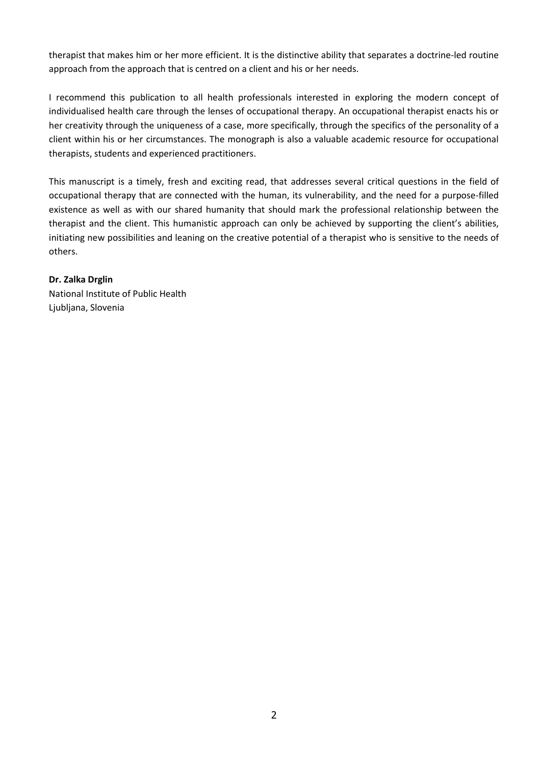therapist that makes him or her more efficient. It is the distinctive ability that separates a doctrine-led routine approach from the approach that is centred on a client and his or her needs.

I recommend this publication to all health professionals interested in exploring the modern concept of individualised health care through the lenses of occupational therapy. An occupational therapist enacts his or her creativity through the uniqueness of a case, more specifically, through the specifics of the personality of a client within his or her circumstances. The monograph is also a valuable academic resource for occupational therapists, students and experienced practitioners.

This manuscript is a timely, fresh and exciting read, that addresses several critical questions in the field of occupational therapy that are connected with the human, its vulnerability, and the need for a purpose-filled existence as well as with our shared humanity that should mark the professional relationship between the therapist and the client. This humanistic approach can only be achieved by supporting the client's abilities, initiating new possibilities and leaning on the creative potential of a therapist who is sensitive to the needs of others.

**Dr. Zalka Drglin**
National Institute of Public Health
Ljubljana, Slovenia